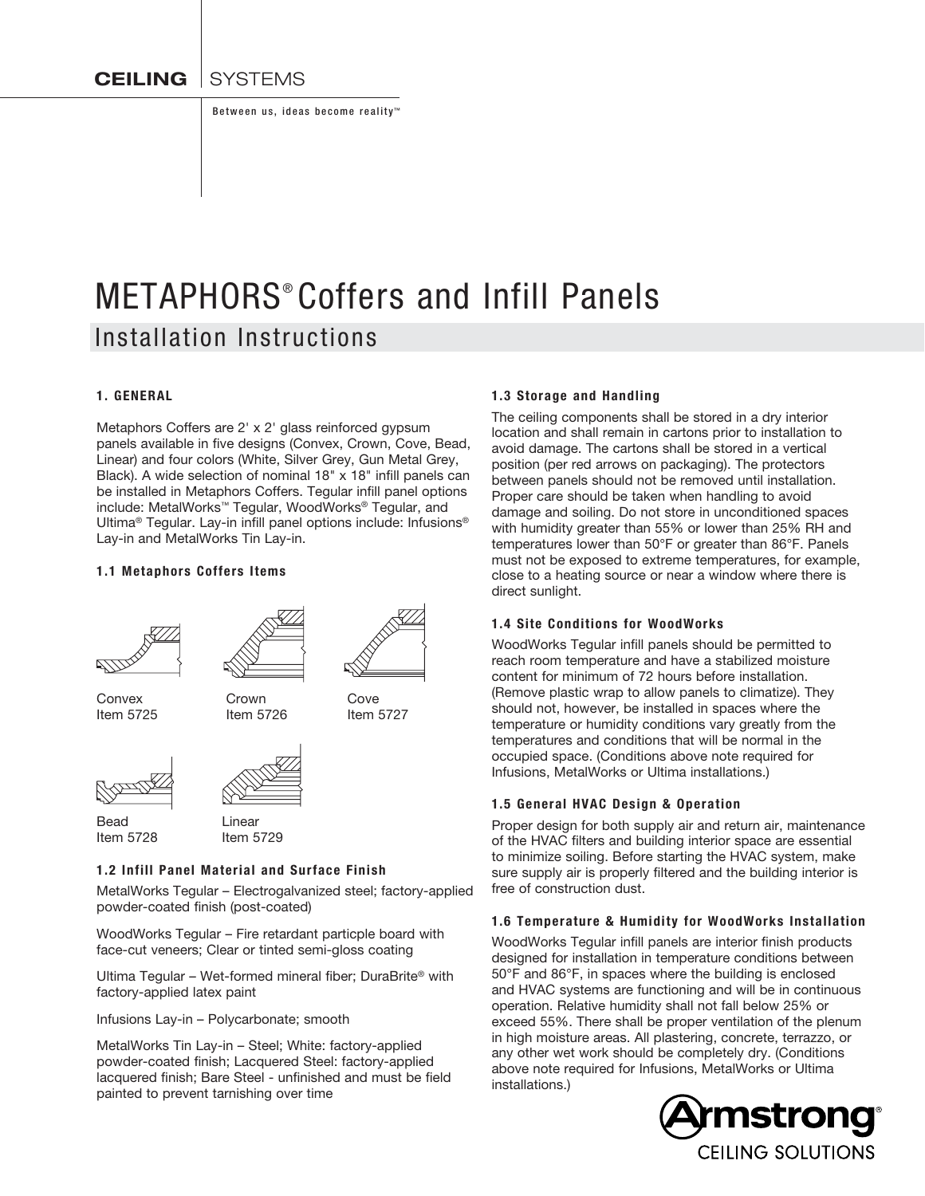CEILING | SYSTEMS

Between us, ideas become reality™

# METAPHORS® Coffers and Infill Panels

## Installation Instructions

### 1. GENERAL

Metaphors Coffers are 2' x 2' glass reinforced gypsum panels available in five designs (Convex, Crown, Cove, Bead, Linear) and four colors (White, Silver Grey, Gun Metal Grey, Black). A wide selection of nominal 18" x 18" infill panels can be installed in Metaphors Coffers. Tegular infill panel options include: MetalWorks™ Tegular, WoodWorks® Tegular, and Ultima® Tegular. Lay-in infill panel options include: Infusions® Lay-in and MetalWorks Tin Lay-in.

#### 1.1 Metaphors Coffers Items

Convex
Item 5725

Crown
Item 5726

Cove
Item 5727

Bead
Item 5728

Linear
Item 5729

#### 1.2 Infill Panel Material and Surface Finish

MetalWorks Tegular – Electrogalvanized steel; factory-applied powder-coated finish (post-coated)

WoodWorks Tegular – Fire retardant particple board with face-cut veneers; Clear or tinted semi-gloss coating

Ultima Tegular – Wet-formed mineral fiber; DuraBrite® with factory-applied latex paint

Infusions Lay-in – Polycarbonate; smooth

MetalWorks Tin Lay-in – Steel; White: factory-applied powder-coated finish; Lacquered Steel: factory-applied lacquered finish; Bare Steel - unfinished and must be field painted to prevent tarnishing over time

#### 1.3 Storage and Handling

The ceiling components shall be stored in a dry interior location and shall remain in cartons prior to installation to avoid damage. The cartons shall be stored in a vertical position (per red arrows on packaging). The protectors between panels should not be removed until installation. Proper care should be taken when handling to avoid damage and soiling. Do not store in unconditioned spaces with humidity greater than 55% or lower than 25% RH and temperatures lower than 50°F or greater than 86°F. Panels must not be exposed to extreme temperatures, for example, close to a heating source or near a window where there is direct sunlight.

#### 1.4 Site Conditions for WoodWorks

WoodWorks Tegular infill panels should be permitted to reach room temperature and have a stabilized moisture content for minimum of 72 hours before installation. (Remove plastic wrap to allow panels to climatize). They should not, however, be installed in spaces where the temperature or humidity conditions vary greatly from the temperatures and conditions that will be normal in the occupied space. (Conditions above note required for Infusions, MetalWorks or Ultima installations.)

#### 1.5 General HVAC Design & Operation

Proper design for both supply air and return air, maintenance of the HVAC filters and building interior space are essential to minimize soiling. Before starting the HVAC system, make sure supply air is properly filtered and the building interior is free of construction dust.

#### 1.6 Temperature & Humidity for WoodWorks Installation

WoodWorks Tegular infill panels are interior finish products designed for installation in temperature conditions between 50°F and 86°F, in spaces where the building is enclosed and HVAC systems are functioning and will be in continuous operation. Relative humidity shall not fall below 25% or exceed 55%. There shall be proper ventilation of the plenum in high moisture areas. All plastering, concrete, terrazzo, or any other wet work should be completely dry. (Conditions above note required for Infusions, MetalWorks or Ultima installations.)

Armstrong® CEILING SOLUTIONS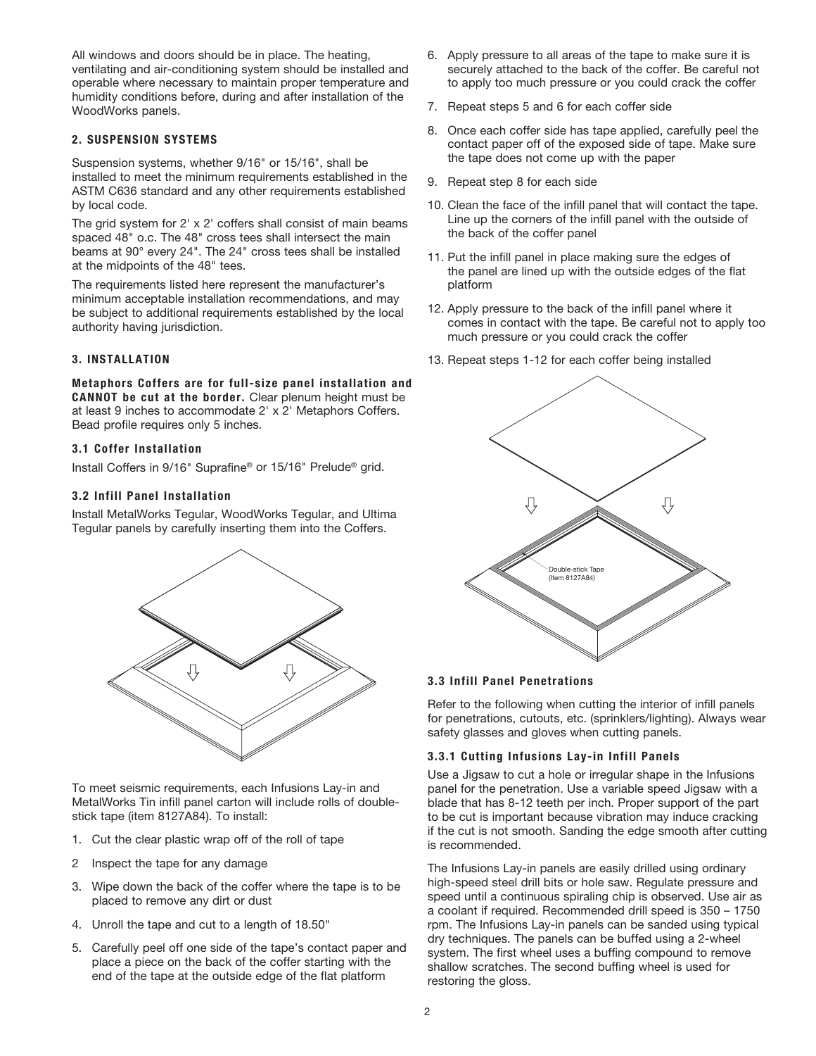All windows and doors should be in place. The heating, ventilating and air-conditioning system should be installed and operable where necessary to maintain proper temperature and humidity conditions before, during and after installation of the WoodWorks panels.

## 2. SUSPENSION SYSTEMS

Suspension systems, whether 9/16" or 15/16", shall be installed to meet the minimum requirements established in the ASTM C636 standard and any other requirements established by local code.

The grid system for 2' x 2' coffers shall consist of main beams spaced 48" o.c. The 48" cross tees shall intersect the main beams at 90° every 24". The 24" cross tees shall be installed at the midpoints of the 48" tees.

The requirements listed here represent the manufacturer's minimum acceptable installation recommendations, and may be subject to additional requirements established by the local authority having jurisdiction.

## 3. INSTALLATION

**Metaphors Coffers are for full-size panel installation and CANNOT be cut at the border.** Clear plenum height must be at least 9 inches to accommodate 2' x 2' Metaphors Coffers. Bead profile requires only 5 inches.

### 3.1 Coffer Installation

Install Coffers in 9/16" Suprafine® or 15/16" Prelude® grid.

### 3.2 Infill Panel Installation

Install MetalWorks Tegular, WoodWorks Tegular, and Ultima Tegular panels by carefully inserting them into the Coffers.

To meet seismic requirements, each Infusions Lay-in and MetalWorks Tin infill panel carton will include rolls of double-stick tape (item 8127A84). To install:

1. Cut the clear plastic wrap off of the roll of tape
2. Inspect the tape for any damage
3. Wipe down the back of the coffer where the tape is to be placed to remove any dirt or dust
4. Unroll the tape and cut to a length of 18.50"
5. Carefully peel off one side of the tape's contact paper and place a piece on the back of the coffer starting with the end of the tape at the outside edge of the flat platform
6. Apply pressure to all areas of the tape to make sure it is securely attached to the back of the coffer. Be careful not to apply too much pressure or you could crack the coffer
7. Repeat steps 5 and 6 for each coffer side
8. Once each coffer side has tape applied, carefully peel the contact paper off of the exposed side of tape. Make sure the tape does not come up with the paper
9. Repeat step 8 for each side
10. Clean the face of the infill panel that will contact the tape. Line up the corners of the infill panel with the outside of the back of the coffer panel
11. Put the infill panel in place making sure the edges of the panel are lined up with the outside edges of the flat platform
12. Apply pressure to the back of the infill panel where it comes in contact with the tape. Be careful not to apply too much pressure or you could crack the coffer
13. Repeat steps 1-12 for each coffer being installed

Double-stick Tape (Item 8127A84)

### 3.3 Infill Panel Penetrations

Refer to the following when cutting the interior of infill panels for penetrations, cutouts, etc. (sprinklers/lighting). Always wear safety glasses and gloves when cutting panels.

#### 3.3.1 Cutting Infusions Lay-in Infill Panels

Use a Jigsaw to cut a hole or irregular shape in the Infusions panel for the penetration. Use a variable speed Jigsaw with a blade that has 8-12 teeth per inch. Proper support of the part to be cut is important because vibration may induce cracking if the cut is not smooth. Sanding the edge smooth after cutting is recommended.

The Infusions Lay-in panels are easily drilled using ordinary high-speed steel drill bits or hole saw. Regulate pressure and speed until a continuous spiraling chip is observed. Use air as a coolant if required. Recommended drill speed is 350 – 1750 rpm. The Infusions Lay-in panels can be sanded using typical dry techniques. The panels can be buffed using a 2-wheel system. The first wheel uses a buffing compound to remove shallow scratches. The second buffing wheel is used for restoring the gloss.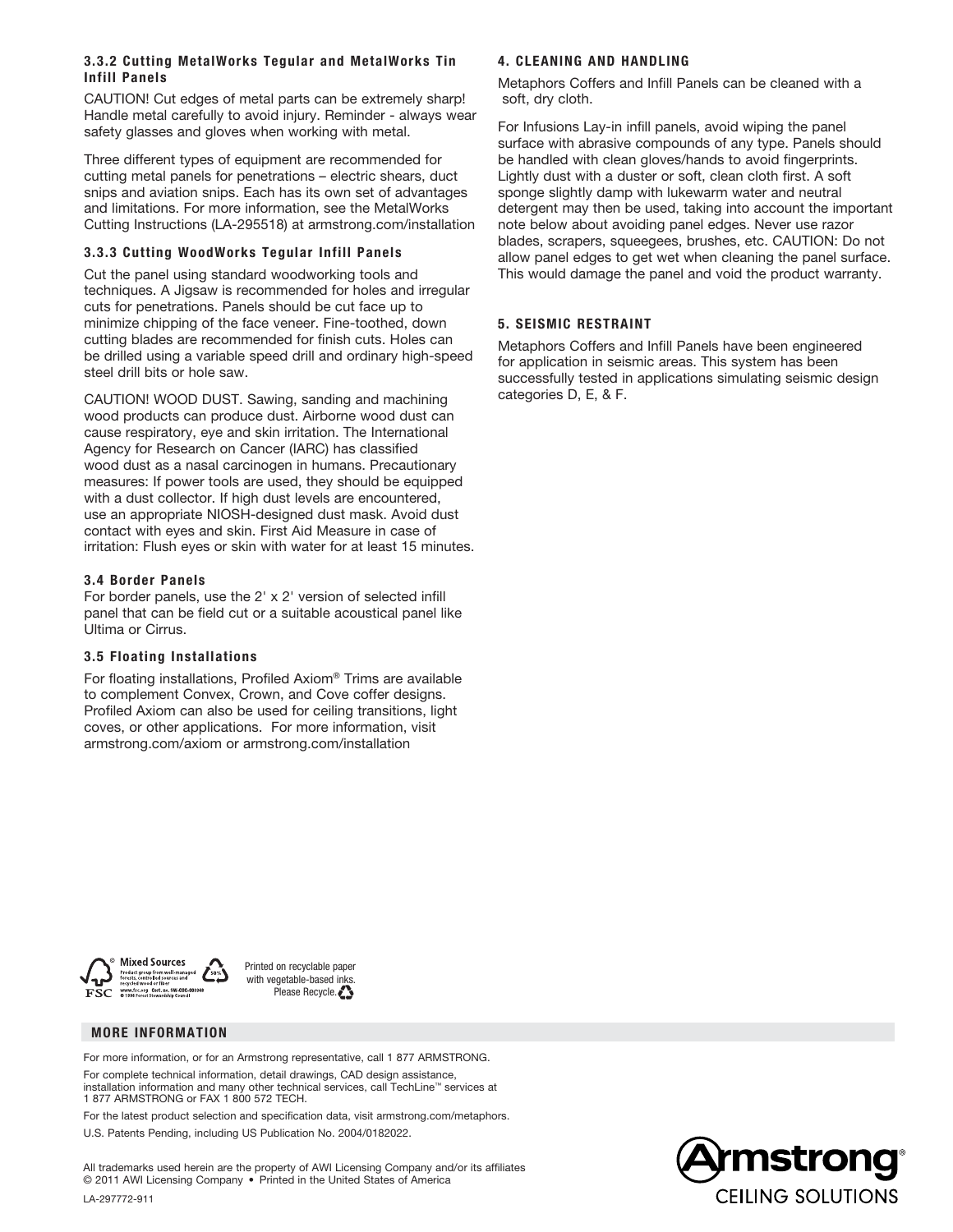### 3.3.2 Cutting MetalWorks Tegular and MetalWorks Tin Infill Panels

CAUTION! Cut edges of metal parts can be extremely sharp! Handle metal carefully to avoid injury. Reminder - always wear safety glasses and gloves when working with metal.

Three different types of equipment are recommended for cutting metal panels for penetrations – electric shears, duct snips and aviation snips. Each has its own set of advantages and limitations. For more information, see the MetalWorks Cutting Instructions (LA-295518) at armstrong.com/installation

### 3.3.3 Cutting WoodWorks Tegular Infill Panels

Cut the panel using standard woodworking tools and techniques. A Jigsaw is recommended for holes and irregular cuts for penetrations. Panels should be cut face up to minimize chipping of the face veneer. Fine-toothed, down cutting blades are recommended for finish cuts. Holes can be drilled using a variable speed drill and ordinary high-speed steel drill bits or hole saw.

CAUTION! WOOD DUST. Sawing, sanding and machining wood products can produce dust. Airborne wood dust can cause respiratory, eye and skin irritation. The International Agency for Research on Cancer (IARC) has classified wood dust as a nasal carcinogen in humans. Precautionary measures: If power tools are used, they should be equipped with a dust collector. If high dust levels are encountered, use an appropriate NIOSH-designed dust mask. Avoid dust contact with eyes and skin. First Aid Measure in case of irritation: Flush eyes or skin with water for at least 15 minutes.

### 3.4 Border Panels

For border panels, use the 2' x 2' version of selected infill panel that can be field cut or a suitable acoustical panel like Ultima or Cirrus.

### 3.5 Floating Installations

For floating installations, Profiled Axiom® Trims are available to complement Convex, Crown, and Cove coffer designs. Profiled Axiom can also be used for ceiling transitions, light coves, or other applications. For more information, visit armstrong.com/axiom or armstrong.com/installation

## 4. CLEANING AND HANDLING

Metaphors Coffers and Infill Panels can be cleaned with a soft, dry cloth.

For Infusions Lay-in infill panels, avoid wiping the panel surface with abrasive compounds of any type. Panels should be handled with clean gloves/hands to avoid fingerprints. Lightly dust with a duster or soft, clean cloth first. A soft sponge slightly damp with lukewarm water and neutral detergent may then be used, taking into account the important note below about avoiding panel edges. Never use razor blades, scrapers, squeegees, brushes, etc. CAUTION: Do not allow panel edges to get wet when cleaning the panel surface. This would damage the panel and void the product warranty.

## 5. SEISMIC RESTRAINT

Metaphors Coffers and Infill Panels have been engineered for application in seismic areas. This system has been successfully tested in applications simulating seismic design categories D, E, & F.

Mixed Sources
Product group from well-managed forests, controlled sources and recycled wood or fiber
www.fsc.org Cert. no. SW-COC-003348
© 1996 Forest Stewardship Council

Printed on recyclable paper with vegetable-based inks. Please Recycle.

## MORE INFORMATION

For more information, or for an Armstrong representative, call 1 877 ARMSTRONG.

For complete technical information, detail drawings, CAD design assistance, installation information and many other technical services, call TechLine™ services at 1 877 ARMSTRONG or FAX 1 800 572 TECH.

For the latest product selection and specification data, visit armstrong.com/metaphors.

U.S. Patents Pending, including US Publication No. 2004/0182022.

All trademarks used herein are the property of AWI Licensing Company and/or its affiliates
© 2011 AWI Licensing Company • Printed in the United States of America

LA-297772-911

Armstrong®
CEILING SOLUTIONS